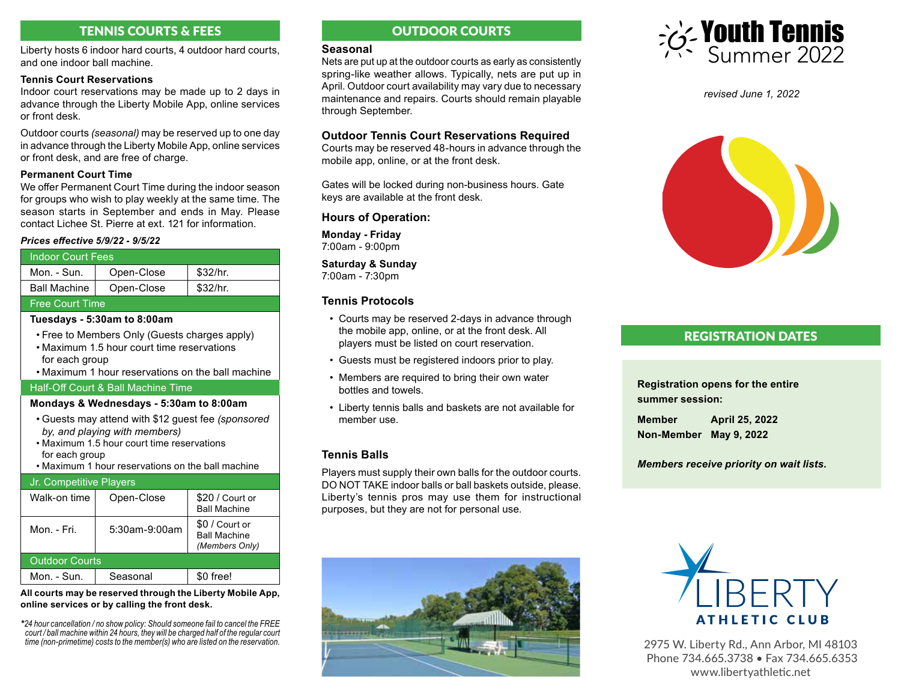## TENNIS COURTS & FEES

Liberty hosts 6 indoor hard courts, 4 outdoor hard courts, and one indoor ball machine.

**Tennis Court Reservations**

Indoor court reservations may be made up to 2 days in advance through the Liberty Mobile App, online services or front desk.

Outdoor courts *(seasonal)* may be reserved up to one day in advance through the Liberty Mobile App, online services or front desk, and are free of charge.

**Permanent Court Time**

We offer Permanent Court Time during the indoor season for groups who wish to play weekly at the same time. The season starts in September and ends in May. Please contact Lichee St. Pierre at ext. 121 for information.

***Prices effective 5/9/22 - 9/5/22***

| Indoor Court Fees | | |
|---|---|---|
| Mon. - Sun. | Open-Close | $32/hr. |
| Ball Machine | Open-Close | $32/hr. |
| **Free Court Time** | | |
| **Tuesdays - 5:30am to 8:00am**<br>• Free to Members Only (Guests charges apply)<br>• Maximum 1.5 hour court time reservations for each group<br>• Maximum 1 hour reservations on the ball machine | | |
| **Half-Off Court & Ball Machine Time** | | |
| **Mondays & Wednesdays - 5:30am to 8:00am**<br>• Guests may attend with $12 guest fee *(sponsored by, and playing with members)*<br>• Maximum 1.5 hour court time reservations for each group<br>• Maximum 1 hour reservations on the ball machine | | |
| **Jr. Competitive Players** | | |
| Walk-on time | Open-Close | $20 / Court or Ball Machine |
| Mon. - Fri. | 5:30am-9:00am | $0 / Court or Ball Machine *(Members Only)* |
| **Outdoor Courts** | | |
| Mon. - Sun. | Seasonal | $0 free! |

**All courts may be reserved through the Liberty Mobile App, online services or by calling the front desk.**

**24 hour cancellation / no show policy: Should someone fail to cancel the FREE court / ball machine within 24 hours, they will be charged half of the regular court time (non-primetime) costs to the member(s) who are listed on the reservation.*

## OUTDOOR COURTS

**Seasonal**

Nets are put up at the outdoor courts as early as consistently spring-like weather allows. Typically, nets are put up in April. Outdoor court availability may vary due to necessary maintenance and repairs. Courts should remain playable through September.

**Outdoor Tennis Court Reservations Required**

Courts may be reserved 48-hours in advance through the mobile app, online, or at the front desk.

Gates will be locked during non-business hours. Gate keys are available at the front desk.

**Hours of Operation:**

**Monday - Friday**
7:00am - 9:00pm

**Saturday & Sunday**
7:00am - 7:30pm

**Tennis Protocols**

- Courts may be reserved 2-days in advance through the mobile app, online, or at the front desk. All players must be listed on court reservation.
- Guests must be registered indoors prior to play.
- Members are required to bring their own water bottles and towels.
- Liberty tennis balls and baskets are not available for member use.

**Tennis Balls**

Players must supply their own balls for the outdoor courts. DO NOT TAKE indoor balls or ball baskets outside, please. Liberty's tennis pros may use them for instructional purposes, but they are not for personal use.

# Youth Tennis Summer 2022

*revised June 1, 2022*

## REGISTRATION DATES

**Registration opens for the entire summer session:**

| | |
|---|---|
| **Member** | **April 25, 2022** |
| **Non-Member** | **May 9, 2022** |

***Members receive priority on wait lists.***

LIBERTY ATHLETIC CLUB

2975 W. Liberty Rd., Ann Arbor, MI 48103
Phone 734.665.3738 • Fax 734.665.6353
www.libertyathletic.net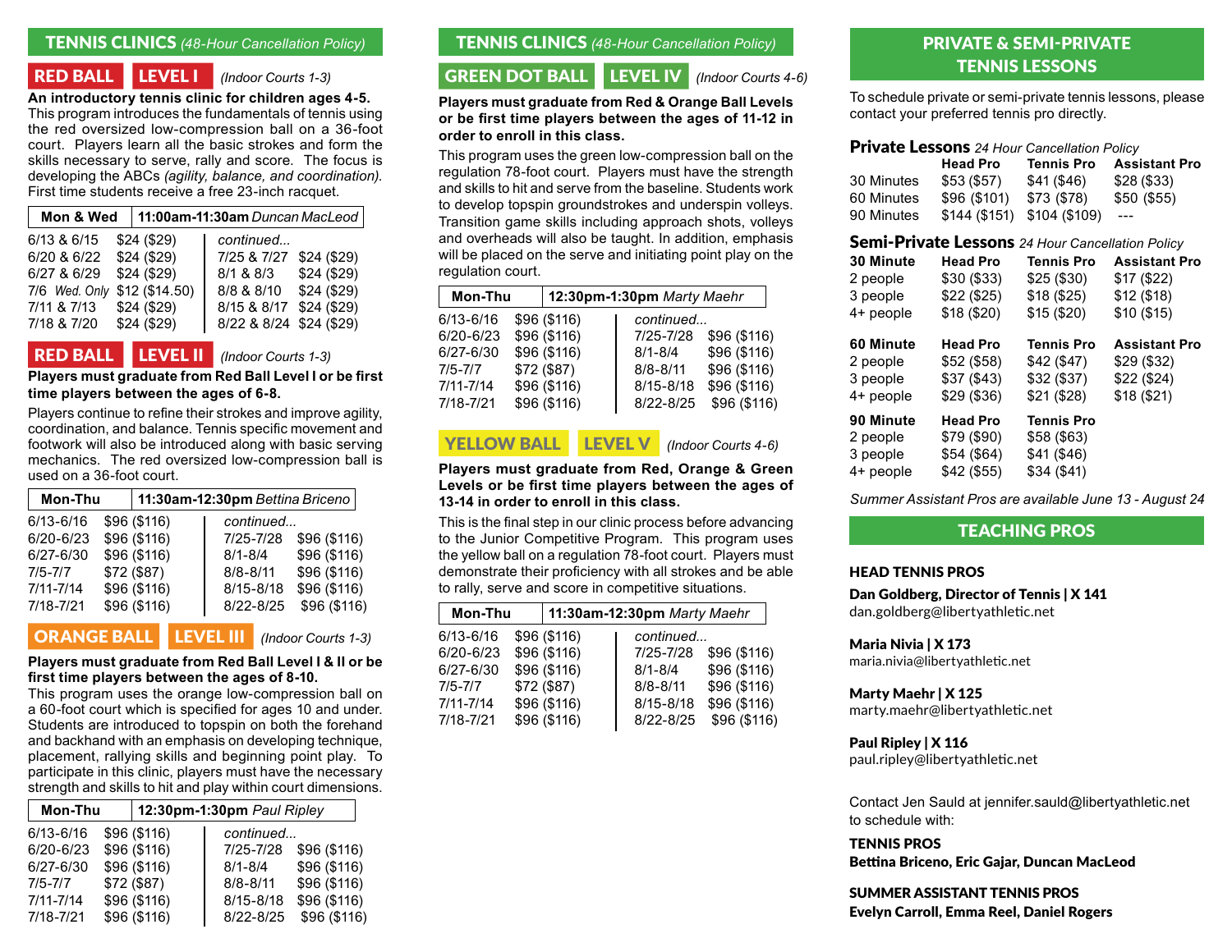## TENNIS CLINICS *(48-Hour Cancellation Policy)*

### RED BALL | LEVEL I *(Indoor Courts 1-3)*

**An introductory tennis clinic for children ages 4-5.** This program introduces the fundamentals of tennis using the red oversized low-compression ball on a 36-foot court. Players learn all the basic strokes and the skills necessary to serve, rally and score. The focus is developing the ABCs *(agility, balance, and coordination).* First time students receive a free 23-inch racquet.

| Mon & Wed | 11:00am-11:30am *Duncan MacLeod* | | |
|---|---|---|---|
| 6/13 & 6/15 | $24 ($29) | *continued...* | |
| 6/20 & 6/22 | $24 ($29) | 7/25 & 7/27 | $24 ($29) |
| 6/27 & 6/29 | $24 ($29) | 8/1 & 8/3 | $24 ($29) |
| 7/6 *Wed. Only* | $12 ($14.50) | 8/8 & 8/10 | $24 ($29) |
| 7/11 & 7/13 | $24 ($29) | 8/15 & 8/17 | $24 ($29) |
| 7/18 & 7/20 | $24 ($29) | 8/22 & 8/24 | $24 ($29) |

### RED BALL | LEVEL II *(Indoor Courts 1-3)*

**Players must graduate from Red Ball Level I or be first time players between the ages of 6-8.**

Players continue to refine their strokes and improve agility, coordination, and balance. Tennis specific movement and footwork will also be introduced along with basic serving mechanics. The red oversized low-compression ball is used on a 36-foot court.

| Mon-Thu | 11:30am-12:30pm *Bettina Briceno* | | |
|---|---|---|---|
| 6/13-6/16 | $96 ($116) | *continued...* | |
| 6/20-6/23 | $96 ($116) | 7/25-7/28 | $96 ($116) |
| 6/27-6/30 | $96 ($116) | 8/1-8/4 | $96 ($116) |
| 7/5-7/7 | $72 ($87) | 8/8-8/11 | $96 ($116) |
| 7/11-7/14 | $96 ($116) | 8/15-8/18 | $96 ($116) |
| 7/18-7/21 | $96 ($116) | 8/22-8/25 | $96 ($116) |

### ORANGE BALL | LEVEL III *(Indoor Courts 1-3)*

**Players must graduate from Red Ball Level I & II or be first time players between the ages of 8-10.**

This program uses the orange low-compression ball on a 60-foot court which is specified for ages 10 and under. Students are introduced to topspin on both the forehand and backhand with an emphasis on developing technique, placement, rallying skills and beginning point play. To participate in this clinic, players must have the necessary strength and skills to hit and play within court dimensions.

| Mon-Thu | 12:30pm-1:30pm *Paul Ripley* | | |
|---|---|---|---|
| 6/13-6/16 | $96 ($116) | *continued...* | |
| 6/20-6/23 | $96 ($116) | 7/25-7/28 | $96 ($116) |
| 6/27-6/30 | $96 ($116) | 8/1-8/4 | $96 ($116) |
| 7/5-7/7 | $72 ($87) | 8/8-8/11 | $96 ($116) |
| 7/11-7/14 | $96 ($116) | 8/15-8/18 | $96 ($116) |
| 7/18-7/21 | $96 ($116) | 8/22-8/25 | $96 ($116) |

## TENNIS CLINICS *(48-Hour Cancellation Policy)*

### GREEN DOT BALL | LEVEL IV *(Indoor Courts 4-6)*

**Players must graduate from Red & Orange Ball Levels or be first time players between the ages of 11-12 in order to enroll in this class.**

This program uses the green low-compression ball on the regulation 78-foot court. Players must have the strength and skills to hit and serve from the baseline. Students work to develop topspin groundstrokes and underspin volleys. Transition game skills including approach shots, volleys and overheads will also be taught. In addition, emphasis will be placed on the serve and initiating point play on the regulation court.

| Mon-Thu | 12:30pm-1:30pm *Marty Maehr* | | |
|---|---|---|---|
| 6/13-6/16 | $96 ($116) | *continued...* | |
| 6/20-6/23 | $96 ($116) | 7/25-7/28 | $96 ($116) |
| 6/27-6/30 | $96 ($116) | 8/1-8/4 | $96 ($116) |
| 7/5-7/7 | $72 ($87) | 8/8-8/11 | $96 ($116) |
| 7/11-7/14 | $96 ($116) | 8/15-8/18 | $96 ($116) |
| 7/18-7/21 | $96 ($116) | 8/22-8/25 | $96 ($116) |

### YELLOW BALL | LEVEL V *(Indoor Courts 4-6)*

**Players must graduate from Red, Orange & Green Levels or be first time players between the ages of 13-14 in order to enroll in this class.**

This is the final step in our clinic process before advancing to the Junior Competitive Program. This program uses the yellow ball on a regulation 78-foot court. Players must demonstrate their proficiency with all strokes and be able to rally, serve and score in competitive situations.

| Mon-Thu | 11:30am-12:30pm *Marty Maehr* | | |
|---|---|---|---|
| 6/13-6/16 | $96 ($116) | *continued...* | |
| 6/20-6/23 | $96 ($116) | 7/25-7/28 | $96 ($116) |
| 6/27-6/30 | $96 ($116) | 8/1-8/4 | $96 ($116) |
| 7/5-7/7 | $72 ($87) | 8/8-8/11 | $96 ($116) |
| 7/11-7/14 | $96 ($116) | 8/15-8/18 | $96 ($116) |
| 7/18-7/21 | $96 ($116) | 8/22-8/25 | $96 ($116) |

## PRIVATE & SEMI-PRIVATE TENNIS LESSONS

To schedule private or semi-private tennis lessons, please contact your preferred tennis pro directly.

### Private Lessons *24 Hour Cancellation Policy*

| | Head Pro | Tennis Pro | Assistant Pro |
|---|---|---|---|
| 30 Minutes | $53 ($57) | $41 ($46) | $28 ($33) |
| 60 Minutes | $96 ($101) | $73 ($78) | $50 ($55) |
| 90 Minutes | $144 ($151) | $104 ($109) | --- |

### Semi-Private Lessons *24 Hour Cancellation Policy*

| **30 Minute** | **Head Pro** | **Tennis Pro** | **Assistant Pro** |
|---|---|---|---|
| 2 people | $30 ($33) | $25 ($30) | $17 ($22) |
| 3 people | $22 ($25) | $18 ($25) | $12 ($18) |
| 4+ people | $18 ($20) | $15 ($20) | $10 ($15) |
| **60 Minute** | **Head Pro** | **Tennis Pro** | **Assistant Pro** |
| 2 people | $52 ($58) | $42 ($47) | $29 ($32) |
| 3 people | $37 ($43) | $32 ($37) | $22 ($24) |
| 4+ people | $29 ($36) | $21 ($28) | $18 ($21) |
| **90 Minute** | **Head Pro** | **Tennis Pro** | |
| 2 people | $79 ($90) | $58 ($63) | |
| 3 people | $54 ($64) | $41 ($46) | |
| 4+ people | $42 ($55) | $34 ($41) | |

*Summer Assistant Pros are available June 13 - August 24*

## TEACHING PROS

**HEAD TENNIS PROS**

**Dan Goldberg, Director of Tennis | X 141**
dan.goldberg@libertyathletic.net

**Maria Nivia | X 173**
maria.nivia@libertyathletic.net

**Marty Maehr | X 125**
marty.maehr@libertyathletic.net

**Paul Ripley | X 116**
paul.ripley@libertyathletic.net

Contact Jen Sauld at jennifer.sauld@libertyathletic.net to schedule with:

**TENNIS PROS**
**Bettina Briceno, Eric Gajar, Duncan MacLeod**

**SUMMER ASSISTANT TENNIS PROS**
**Evelyn Carroll, Emma Reel, Daniel Rogers**